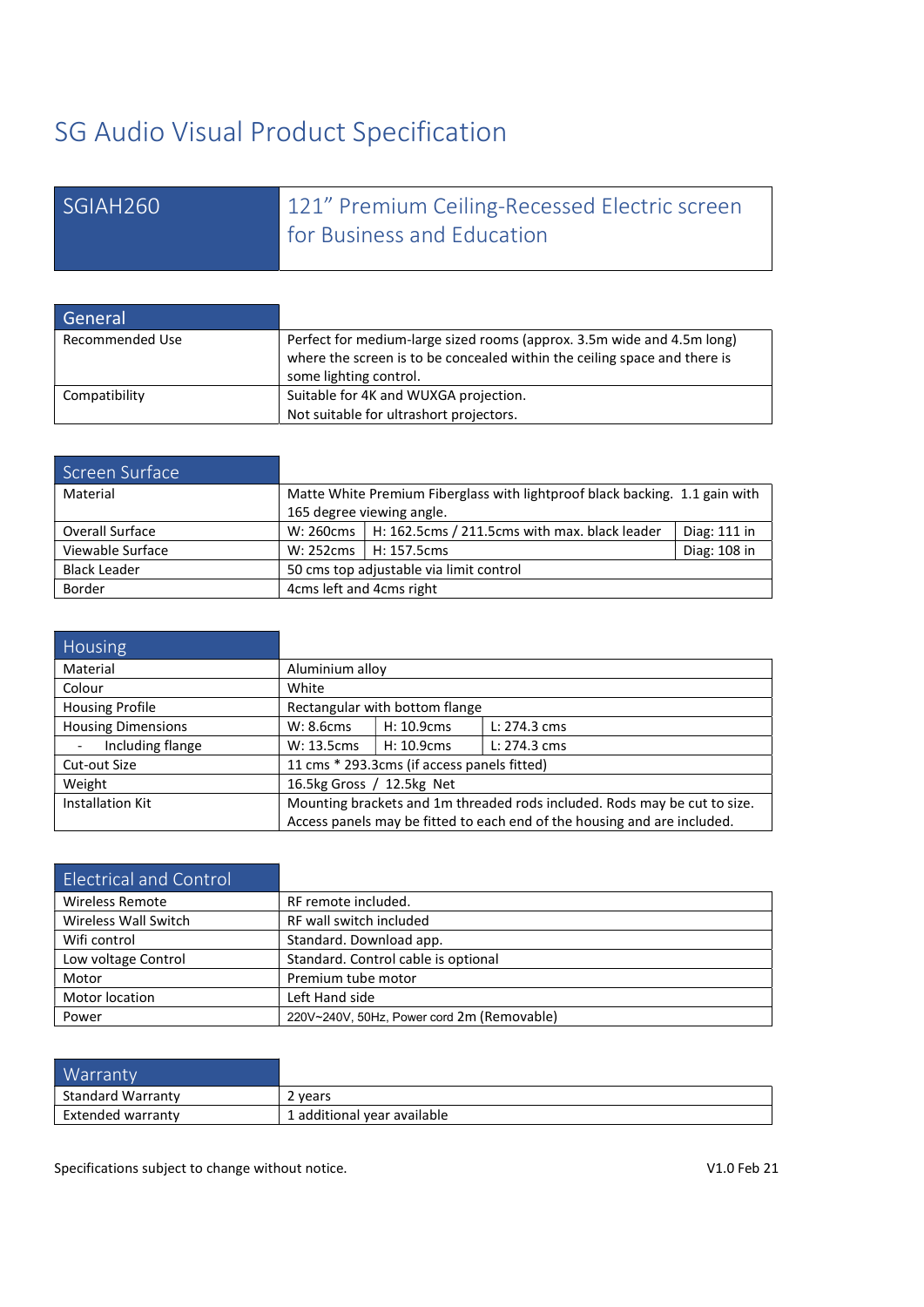# SG Audio Visual Product Specification

| SGIAH260 | 121" Premium Ceiling-Recessed Electric screen for Business and Education |
|---|---|

## General

| General | |
|---|---|
| Recommended Use | Perfect for medium-large sized rooms (approx. 3.5m wide and 4.5m long) where the screen is to be concealed within the ceiling space and there is some lighting control. |
| Compatibility | Suitable for 4K and WUXGA projection.<br>Not suitable for ultrashort projectors. |

## Screen Surface

| Screen Surface | | | |
|---|---|---|---|
| Material | Matte White Premium Fiberglass with lightproof black backing. 1.1 gain with 165 degree viewing angle. | | |
| Overall Surface | W: 260cms | H: 162.5cms / 211.5cms with max. black leader | Diag: 111 in |
| Viewable Surface | W: 252cms | H: 157.5cms | Diag: 108 in |
| Black Leader | 50 cms top adjustable via limit control | | |
| Border | 4cms left and 4cms right | | |

## Housing

| Housing | | | |
|---|---|---|---|
| Material | Aluminium alloy | | |
| Colour | White | | |
| Housing Profile | Rectangular with bottom flange | | |
| Housing Dimensions | W: 8.6cms | H: 10.9cms | L: 274.3 cms |
| - Including flange | W: 13.5cms | H: 10.9cms | L: 274.3 cms |
| Cut-out Size | 11 cms * 293.3cms (if access panels fitted) | | |
| Weight | 16.5kg Gross / 12.5kg Net | | |
| Installation Kit | Mounting brackets and 1m threaded rods included. Rods may be cut to size. Access panels may be fitted to each end of the housing and are included. | | |

## Electrical and Control

| Electrical and Control | |
|---|---|
| Wireless Remote | RF remote included. |
| Wireless Wall Switch | RF wall switch included |
| Wifi control | Standard. Download app. |
| Low voltage Control | Standard. Control cable is optional |
| Motor | Premium tube motor |
| Motor location | Left Hand side |
| Power | 220V~240V, 50Hz, Power cord 2m (Removable) |

## Warranty

| Warranty | |
|---|---|
| Standard Warranty | 2 years |
| Extended warranty | 1 additional year available |

Specifications subject to change without notice.

V1.0 Feb 21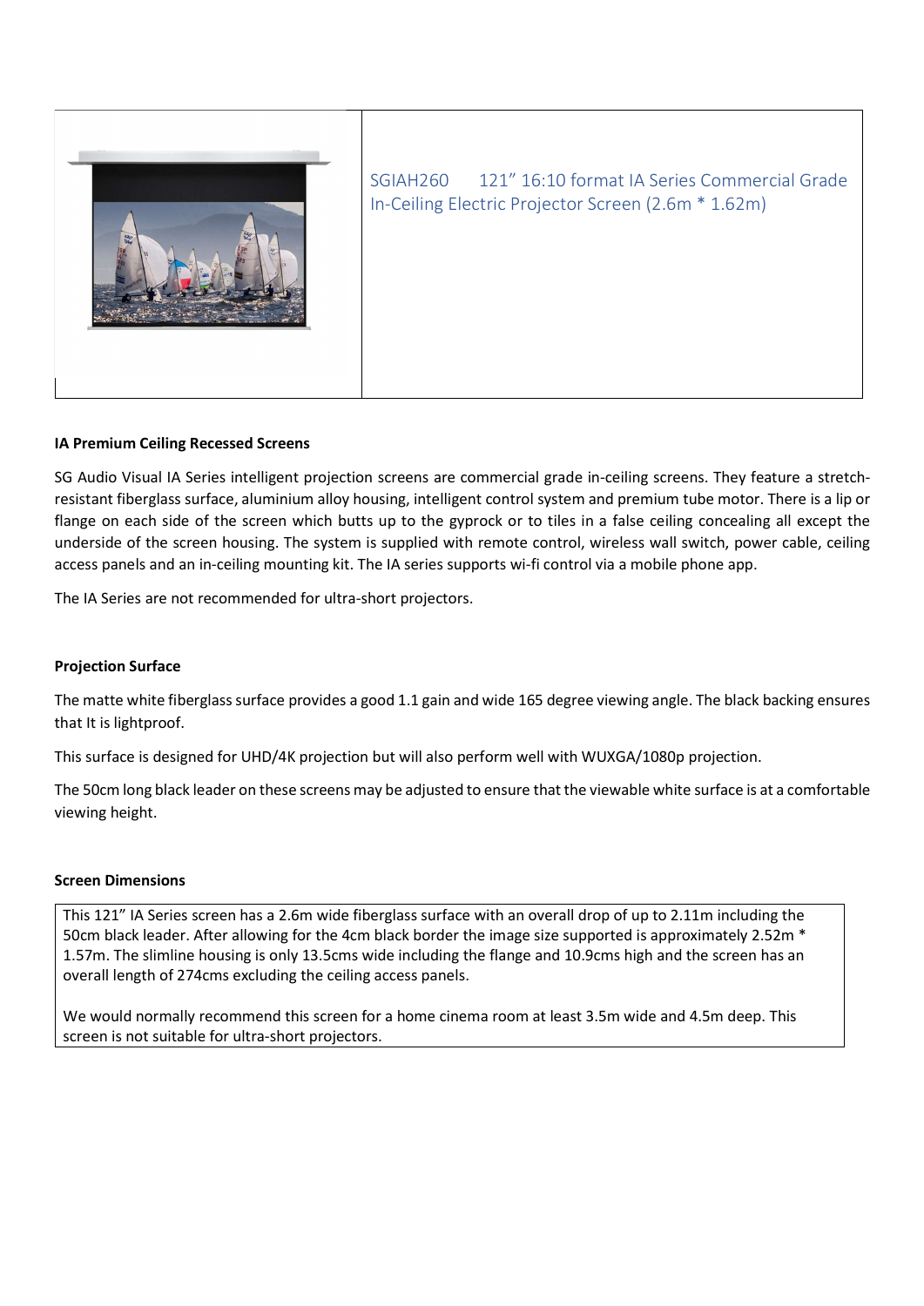SGIAH260 121" 16:10 format IA Series Commercial Grade In-Ceiling Electric Projector Screen (2.6m * 1.62m)

**IA Premium Ceiling Recessed Screens**

SG Audio Visual IA Series intelligent projection screens are commercial grade in-ceiling screens. They feature a stretch-resistant fiberglass surface, aluminium alloy housing, intelligent control system and premium tube motor. There is a lip or flange on each side of the screen which butts up to the gyprock or to tiles in a false ceiling concealing all except the underside of the screen housing. The system is supplied with remote control, wireless wall switch, power cable, ceiling access panels and an in-ceiling mounting kit. The IA series supports wi-fi control via a mobile phone app.

The IA Series are not recommended for ultra-short projectors.

**Projection Surface**

The matte white fiberglass surface provides a good 1.1 gain and wide 165 degree viewing angle. The black backing ensures that It is lightproof.

This surface is designed for UHD/4K projection but will also perform well with WUXGA/1080p projection.

The 50cm long black leader on these screens may be adjusted to ensure that the viewable white surface is at a comfortable viewing height.

**Screen Dimensions**

This 121" IA Series screen has a 2.6m wide fiberglass surface with an overall drop of up to 2.11m including the 50cm black leader. After allowing for the 4cm black border the image size supported is approximately 2.52m * 1.57m. The slimline housing is only 13.5cms wide including the flange and 10.9cms high and the screen has an overall length of 274cms excluding the ceiling access panels.

We would normally recommend this screen for a home cinema room at least 3.5m wide and 4.5m deep. This screen is not suitable for ultra-short projectors.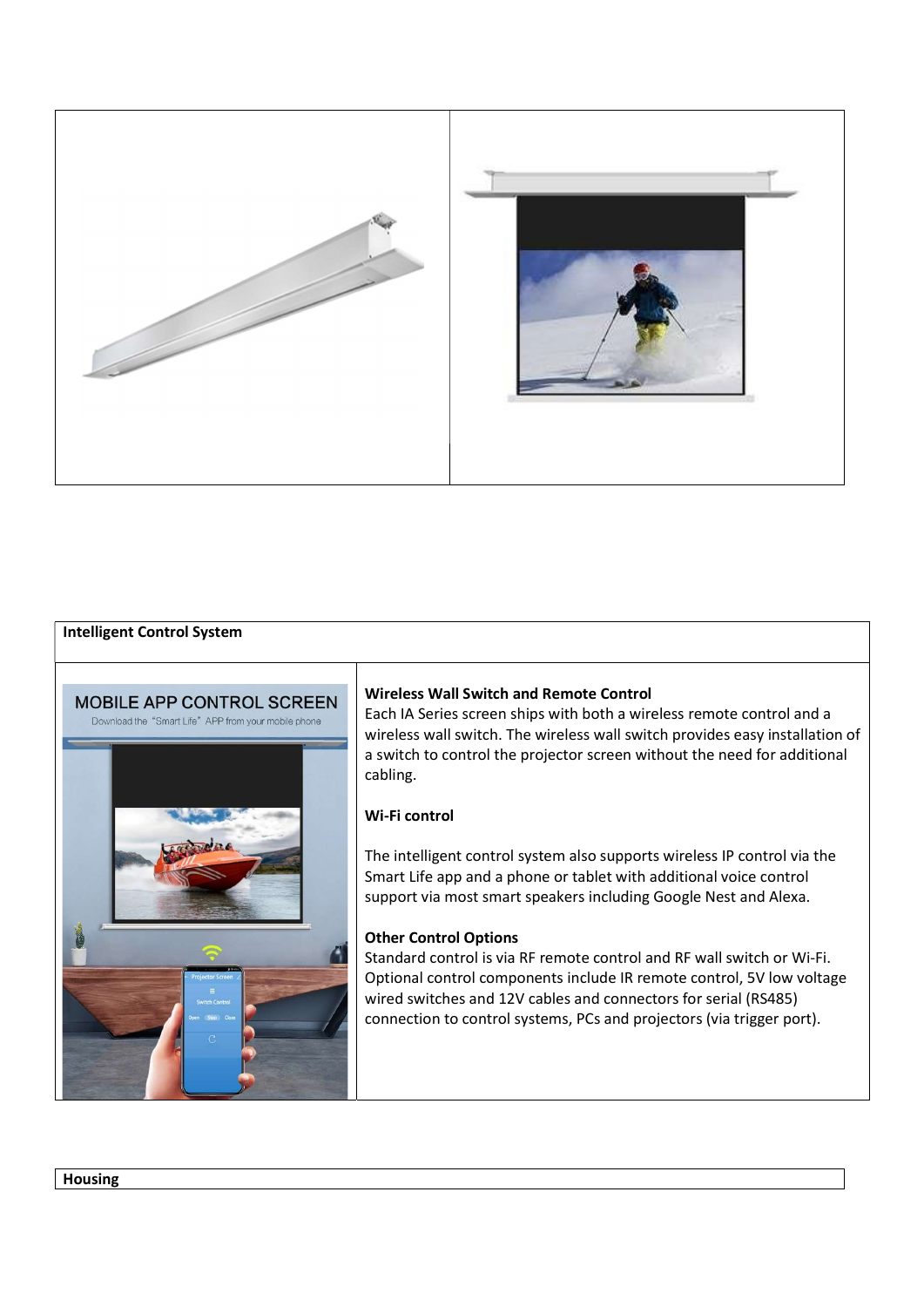## Intelligent Control System

MOBILE APP CONTROL SCREEN

Download the "Smart Life" APP from your mobile phone

**Wireless Wall Switch and Remote Control**

Each IA Series screen ships with both a wireless remote control and a wireless wall switch. The wireless wall switch provides easy installation of a switch to control the projector screen without the need for additional cabling.

**Wi-Fi control**

The intelligent control system also supports wireless IP control via the Smart Life app and a phone or tablet with additional voice control support via most smart speakers including Google Nest and Alexa.

**Other Control Options**

Standard control is via RF remote control and RF wall switch or Wi-Fi. Optional control components include IR remote control, 5V low voltage wired switches and 12V cables and connectors for serial (RS485) connection to control systems, PCs and projectors (via trigger port).

## Housing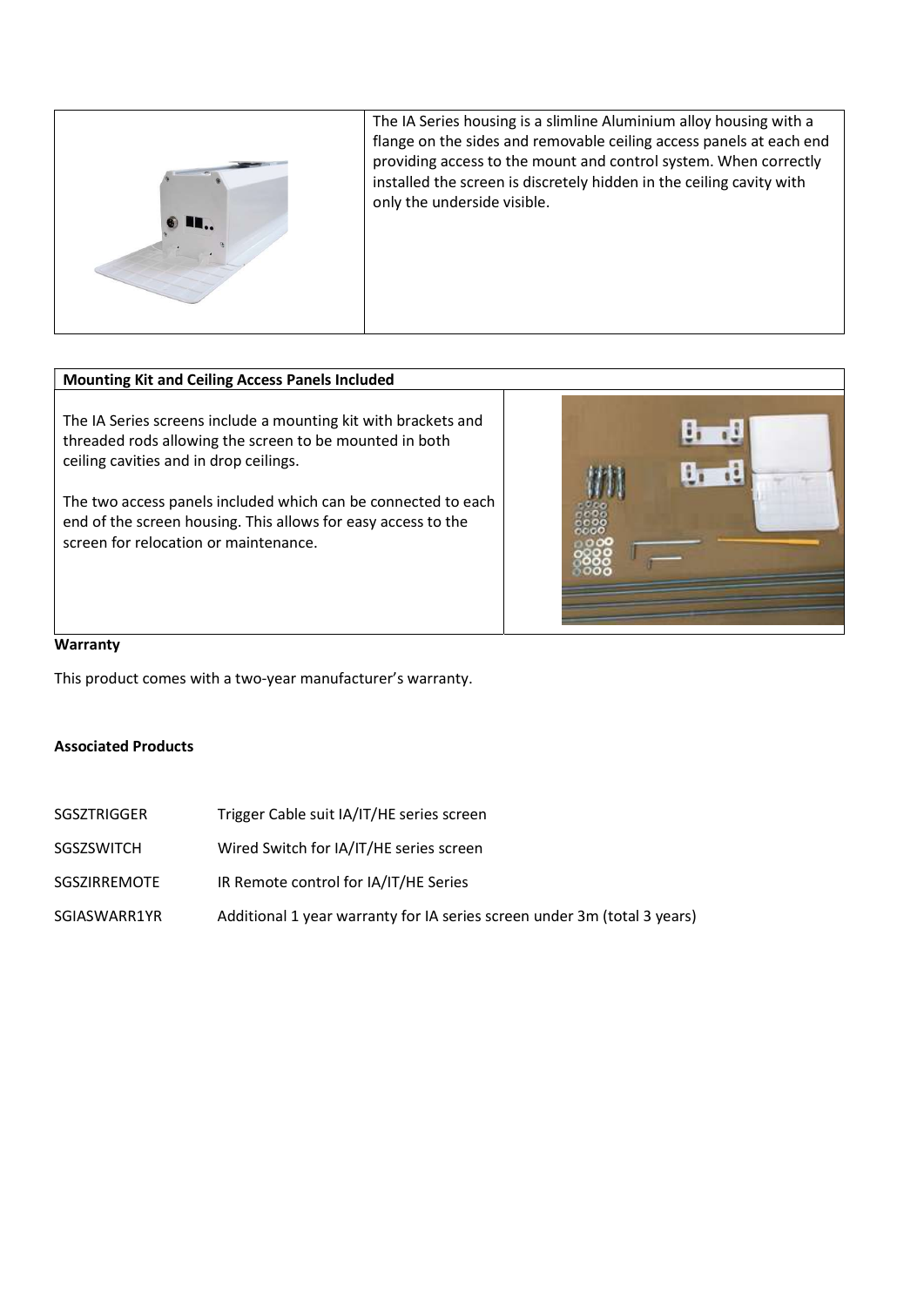The IA Series housing is a slimline Aluminium alloy housing with a flange on the sides and removable ceiling access panels at each end providing access to the mount and control system. When correctly installed the screen is discretely hidden in the ceiling cavity with only the underside visible.

**Mounting Kit and Ceiling Access Panels Included**

The IA Series screens include a mounting kit with brackets and threaded rods allowing the screen to be mounted in both ceiling cavities and in drop ceilings.

The two access panels included which can be connected to each end of the screen housing. This allows for easy access to the screen for relocation or maintenance.

**Warranty**

This product comes with a two-year manufacturer's warranty.

**Associated Products**

| | |
|---|---|
| SGSZTRIGGER | Trigger Cable suit IA/IT/HE series screen |
| SGSZSWITCH | Wired Switch for IA/IT/HE series screen |
| SGSZIRREMOTE | IR Remote control for IA/IT/HE Series |
| SGIASWARR1YR | Additional 1 year warranty for IA series screen under 3m (total 3 years) |